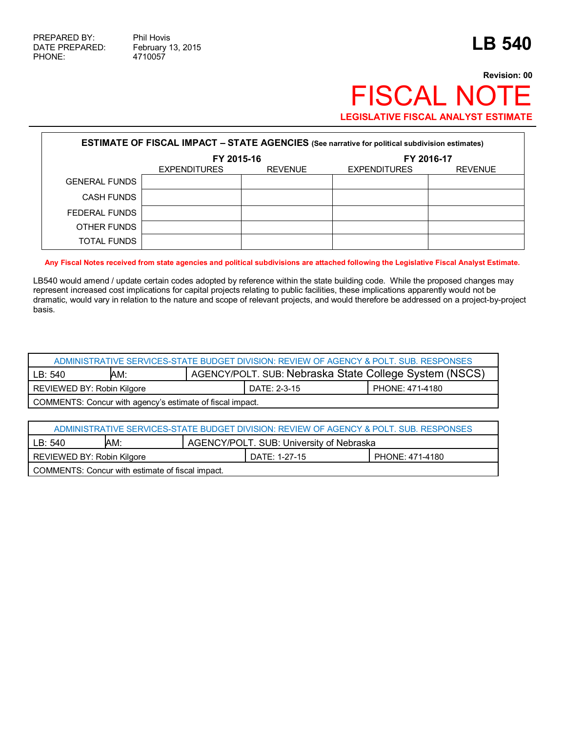PREPARED BY: Phil Hovis
DATE PREPARED: February 13, 2015
PHONE: 4710057

# LB 540

**Revision: 00**

# FISCAL NOTE

**LEGISLATIVE FISCAL ANALYST ESTIMATE**

**ESTIMATE OF FISCAL IMPACT – STATE AGENCIES (See narrative for political subdivision estimates)**

| | FY 2015-16 | | FY 2016-17 | |
|---|---|---|---|---|
| | EXPENDITURES | REVENUE | EXPENDITURES | REVENUE |
| GENERAL FUNDS | | | | |
| CASH FUNDS | | | | |
| FEDERAL FUNDS | | | | |
| OTHER FUNDS | | | | |
| TOTAL FUNDS | | | | |

**Any Fiscal Notes received from state agencies and political subdivisions are attached following the Legislative Fiscal Analyst Estimate.**

LB540 would amend / update certain codes adopted by reference within the state building code. While the proposed changes may represent increased cost implications for capital projects relating to public facilities, these implications apparently would not be dramatic, would vary in relation to the nature and scope of relevant projects, and would therefore be addressed on a project-by-project basis.

| ADMINISTRATIVE SERVICES-STATE BUDGET DIVISION: REVIEW OF AGENCY & POLT. SUB. RESPONSES | | |
|---|---|---|
| LB: 540 | AM: | AGENCY/POLT. SUB: Nebraska State College System (NSCS) |
| REVIEWED BY: Robin Kilgore | DATE: 2-3-15 | PHONE: 471-4180 |
| COMMENTS: Concur with agency's estimate of fiscal impact. | | |

| ADMINISTRATIVE SERVICES-STATE BUDGET DIVISION: REVIEW OF AGENCY & POLT. SUB. RESPONSES | | |
|---|---|---|
| LB: 540 | AM: | AGENCY/POLT. SUB: University of Nebraska |
| REVIEWED BY: Robin Kilgore | DATE: 1-27-15 | PHONE: 471-4180 |
| COMMENTS: Concur with estimate of fiscal impact. | | |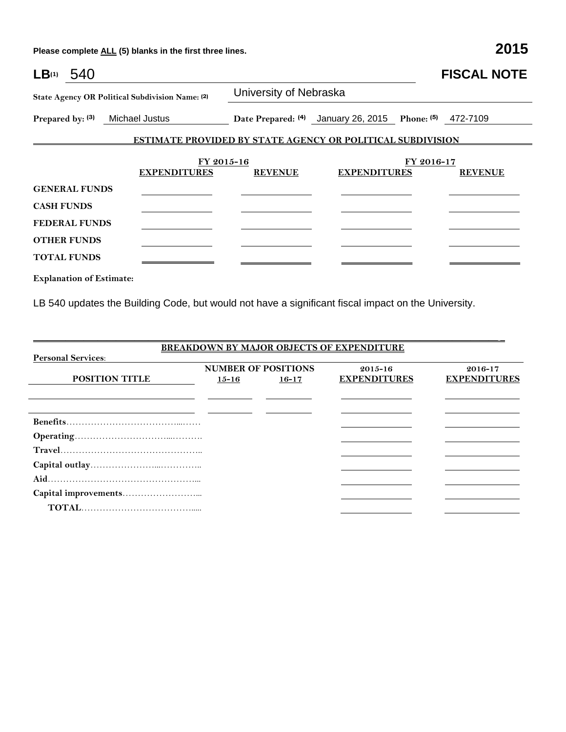Please complete ALL (5) blanks in the first three lines. **2015**

# LB(1) 540 **FISCAL NOTE**

**State Agency OR Political Subdivision Name: (2)** University of Nebraska

**Prepared by: (3)** Michael Justus **Date Prepared: (4)** January 26, 2015 **Phone: (5)** 472-7109

## ESTIMATE PROVIDED BY STATE AGENCY OR POLITICAL SUBDIVISION

| | FY 2015-16 | | FY 2016-17 | |
|---|---|---|---|---|
| | **EXPENDITURES** | **REVENUE** | **EXPENDITURES** | **REVENUE** |
| **GENERAL FUNDS** | | | | |
| **CASH FUNDS** | | | | |
| **FEDERAL FUNDS** | | | | |
| **OTHER FUNDS** | | | | |
| **TOTAL FUNDS** | | | | |

**Explanation of Estimate:**

LB 540 updates the Building Code, but would not have a significant fiscal impact on the University.

## BREAKDOWN BY MAJOR OBJECTS OF EXPENDITURE

**Personal Services:**

| POSITION TITLE | NUMBER OF POSITIONS 15-16 | 16-17 | 2015-16 EXPENDITURES | 2016-17 EXPENDITURES |
|---|---|---|---|---|
| | | | | |
| | | | | |
| **Benefits** | | | | |
| **Operating** | | | | |
| **Travel** | | | | |
| **Capital outlay** | | | | |
| **Aid** | | | | |
| **Capital improvements** | | | | |
| **TOTAL** | | | | |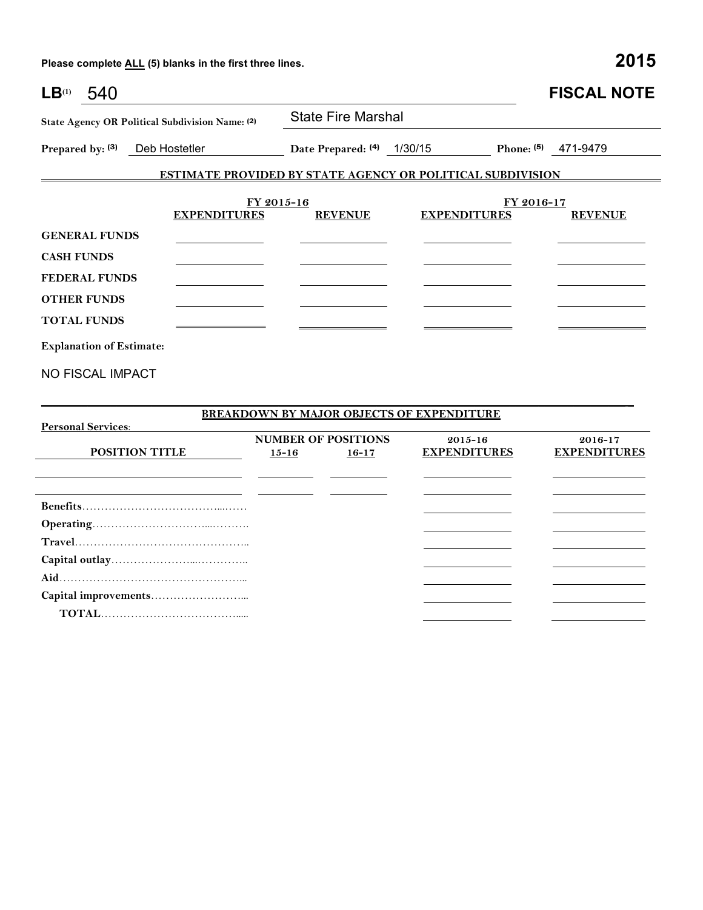Please complete **ALL** (5) blanks in the first three lines. **2015**

# LB(1) 540 FISCAL NOTE

**State Agency OR Political Subdivision Name: (2)** State Fire Marshal

**Prepared by: (3)** Deb Hostetler **Date Prepared: (4)** 1/30/15 **Phone: (5)** 471-9479

## ESTIMATE PROVIDED BY STATE AGENCY OR POLITICAL SUBDIVISION

| | FY 2015-16 | | FY 2016-17 | |
|---|---|---|---|---|
| | EXPENDITURES | REVENUE | EXPENDITURES | REVENUE |
| GENERAL FUNDS | | | | |
| CASH FUNDS | | | | |
| FEDERAL FUNDS | | | | |
| OTHER FUNDS | | | | |
| TOTAL FUNDS | | | | |

**Explanation of Estimate:**

NO FISCAL IMPACT

## BREAKDOWN BY MAJOR OBJECTS OF EXPENDITURE

**Personal Services:**

| POSITION TITLE | NUMBER OF POSITIONS 15-16 | 16-17 | 2015-16 EXPENDITURES | 2016-17 EXPENDITURES |
|---|---|---|---|---|
| | | | | |
| | | | | |
| Benefits | | | | |
| Operating | | | | |
| Travel | | | | |
| Capital outlay | | | | |
| Aid | | | | |
| Capital improvements | | | | |
| TOTAL | | | | |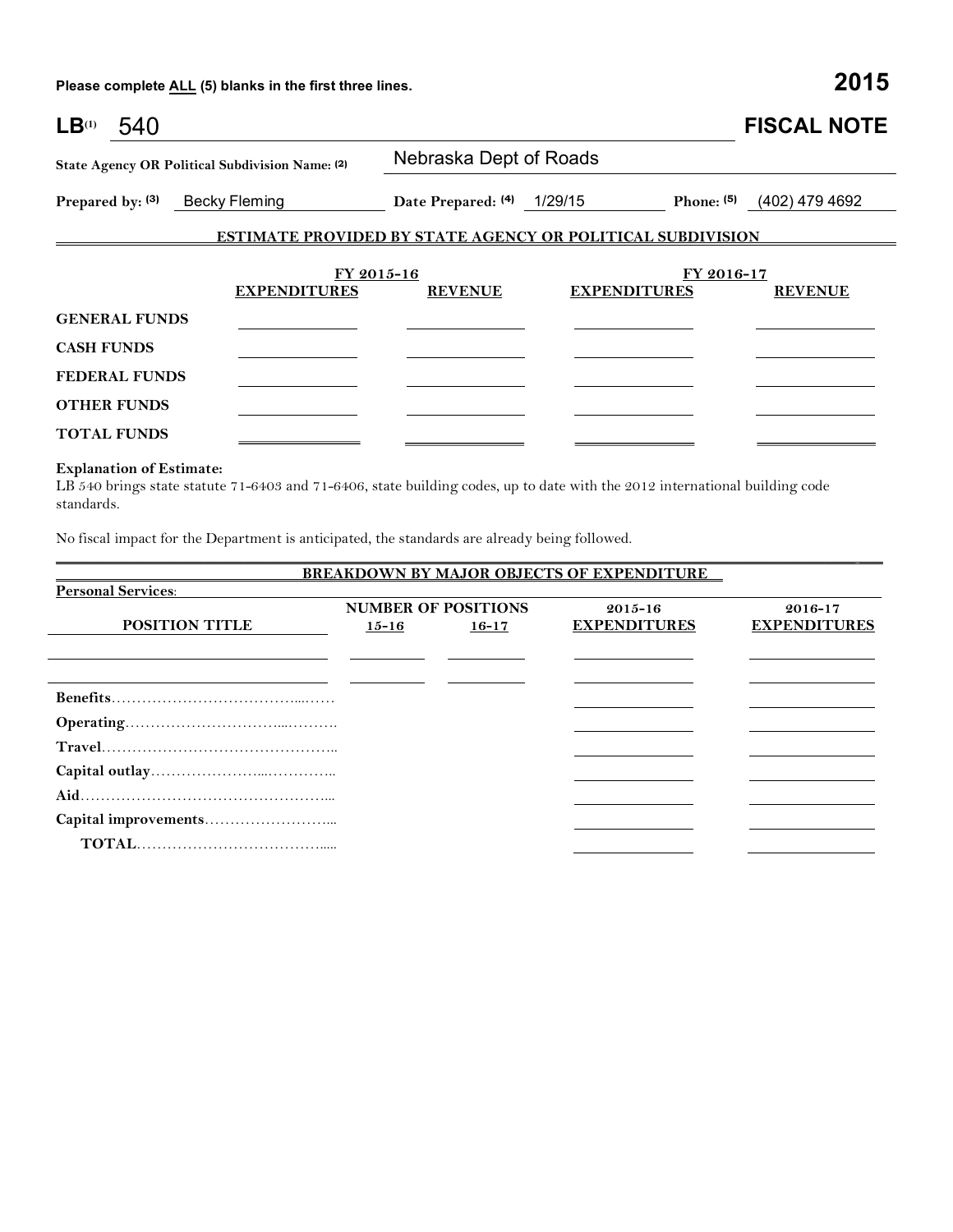Please complete ALL (5) blanks in the first three lines. **2015**

# LB[(1)] 540 FISCAL NOTE

**State Agency OR Political Subdivision Name: (2)** Nebraska Dept of Roads

**Prepared by: (3)** Becky Fleming **Date Prepared: (4)** 1/29/15 **Phone: (5)** (402) 479 4692

## ESTIMATE PROVIDED BY STATE AGENCY OR POLITICAL SUBDIVISION

| | FY 2015-16 | | FY 2016-17 | |
|---|---|---|---|---|
| | **EXPENDITURES** | **REVENUE** | **EXPENDITURES** | **REVENUE** |
| **GENERAL FUNDS** | | | | |
| **CASH FUNDS** | | | | |
| **FEDERAL FUNDS** | | | | |
| **OTHER FUNDS** | | | | |
| **TOTAL FUNDS** | | | | |

**Explanation of Estimate:**
LB 540 brings state statute 71-6403 and 71-6406, state building codes, up to date with the 2012 international building code standards.

No fiscal impact for the Department is anticipated, the standards are already being followed.

## BREAKDOWN BY MAJOR OBJECTS OF EXPENDITURE

**Personal Services**:

| POSITION TITLE | NUMBER OF POSITIONS 15-16 | NUMBER OF POSITIONS 16-17 | 2015-16 EXPENDITURES | 2016-17 EXPENDITURES |
|---|---|---|---|---|
| | | | | |
| | | | | |
| **Benefits** | | | | |
| **Operating** | | | | |
| **Travel** | | | | |
| **Capital outlay** | | | | |
| **Aid** | | | | |
| **Capital improvements** | | | | |
| **TOTAL** | | | | |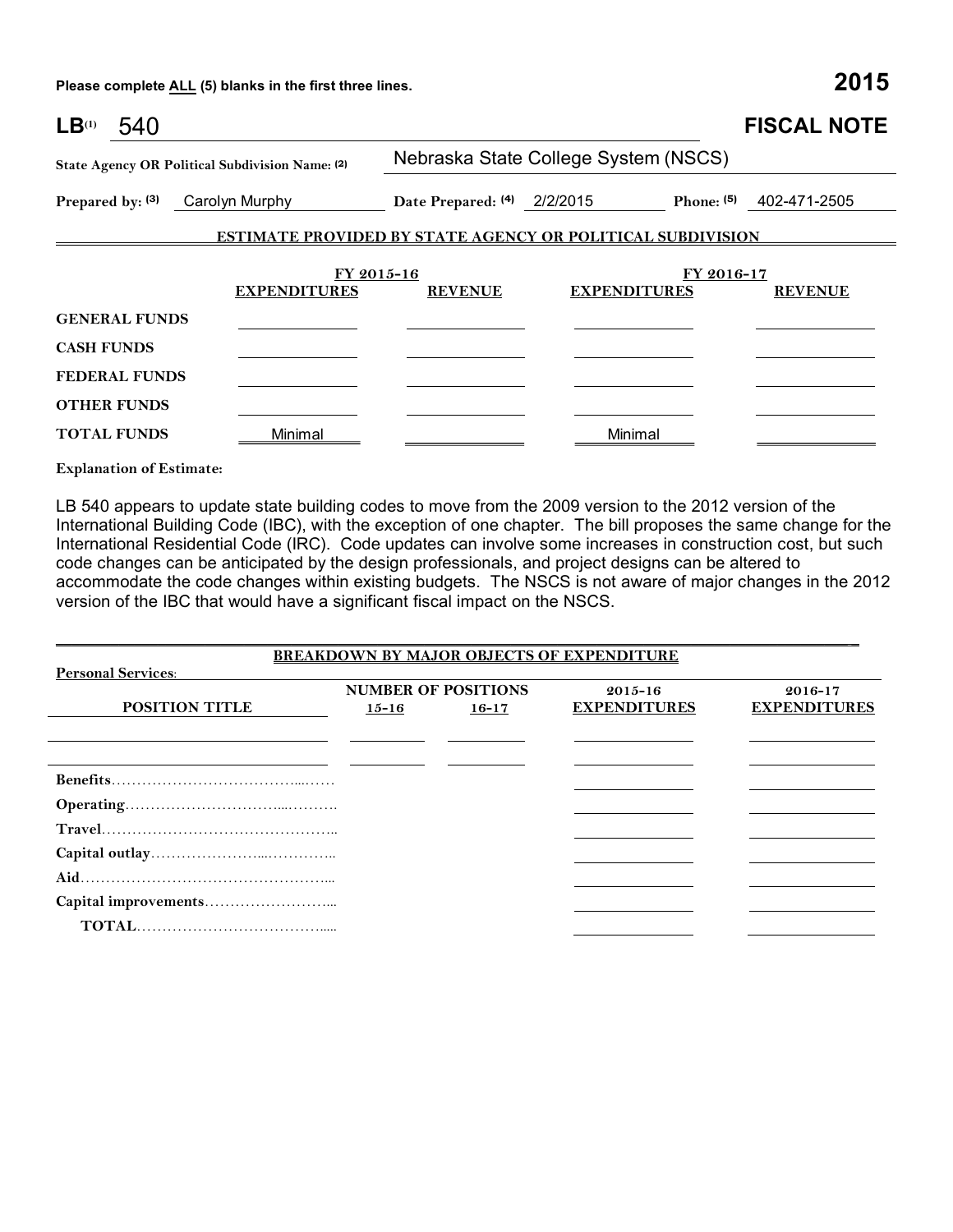**Please complete ALL (5) blanks in the first three lines.** **2015**

# LB[1] 540 — FISCAL NOTE

**State Agency OR Political Subdivision Name: (2)** Nebraska State College System (NSCS)

**Prepared by: (3)** Carolyn Murphy **Date Prepared: (4)** 2/2/2015 **Phone: (5)** 402-471-2505

## ESTIMATE PROVIDED BY STATE AGENCY OR POLITICAL SUBDIVISION

| | FY 2015-16 | | FY 2016-17 | |
|---|---|---|---|---|
| | **EXPENDITURES** | **REVENUE** | **EXPENDITURES** | **REVENUE** |
| **GENERAL FUNDS** | | | | |
| **CASH FUNDS** | | | | |
| **FEDERAL FUNDS** | | | | |
| **OTHER FUNDS** | | | | |
| **TOTAL FUNDS** | Minimal | | Minimal | |

**Explanation of Estimate:**

LB 540 appears to update state building codes to move from the 2009 version to the 2012 version of the International Building Code (IBC), with the exception of one chapter. The bill proposes the same change for the International Residential Code (IRC). Code updates can involve some increases in construction cost, but such code changes can be anticipated by the design professionals, and project designs can be altered to accommodate the code changes within existing budgets. The NSCS is not aware of major changes in the 2012 version of the IBC that would have a significant fiscal impact on the NSCS.

## BREAKDOWN BY MAJOR OBJECTS OF EXPENDITURE

**Personal Services:**

| POSITION TITLE | NUMBER OF POSITIONS 15-16 | NUMBER OF POSITIONS 16-17 | 2015-16 EXPENDITURES | 2016-17 EXPENDITURES |
|---|---|---|---|---|
| | | | | |
| | | | | |
| **Benefits** | | | | |
| **Operating** | | | | |
| **Travel** | | | | |
| **Capital outlay** | | | | |
| **Aid** | | | | |
| **Capital improvements** | | | | |
| **TOTAL** | | | | |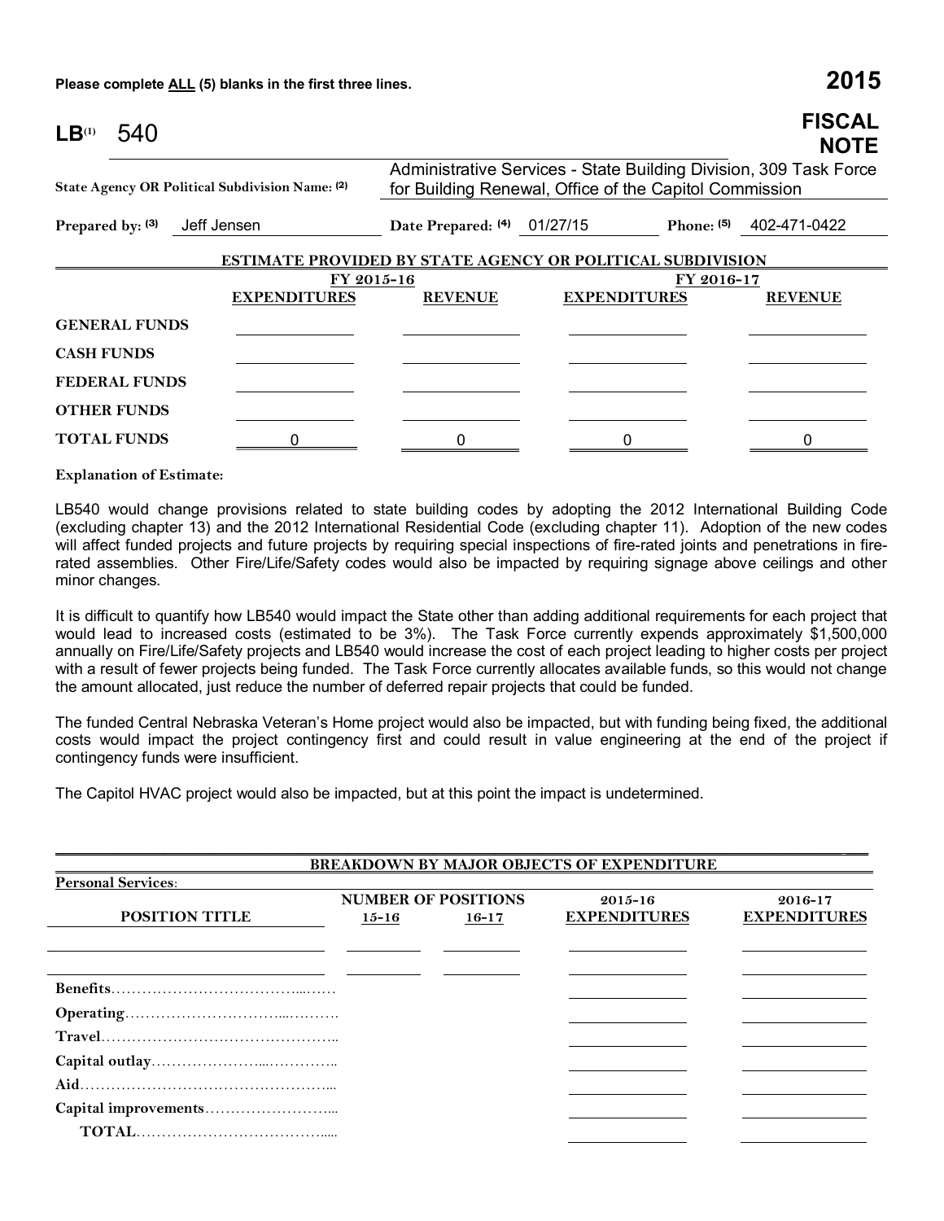Please complete **ALL** (5) blanks in the first three lines.

**2015**

**FISCAL NOTE**

**LB**[1] 540

**State Agency OR Political Subdivision Name:** [2] Administrative Services - State Building Division, 309 Task Force for Building Renewal, Office of the Capitol Commission

**Prepared by:** [3] Jeff Jensen **Date Prepared:** [4] 01/27/15 **Phone:** [5] 402-471-0422

**ESTIMATE PROVIDED BY STATE AGENCY OR POLITICAL SUBDIVISION**

| | FY 2015-16 | | FY 2016-17 | |
|---|---|---|---|---|
| | **EXPENDITURES** | **REVENUE** | **EXPENDITURES** | **REVENUE** |
| **GENERAL FUNDS** | | | | |
| **CASH FUNDS** | | | | |
| **FEDERAL FUNDS** | | | | |
| **OTHER FUNDS** | | | | |
| **TOTAL FUNDS** | 0 | 0 | 0 | 0 |

**Explanation of Estimate:**

LB540 would change provisions related to state building codes by adopting the 2012 International Building Code (excluding chapter 13) and the 2012 International Residential Code (excluding chapter 11). Adoption of the new codes will affect funded projects and future projects by requiring special inspections of fire-rated joints and penetrations in fire-rated assemblies. Other Fire/Life/Safety codes would also be impacted by requiring signage above ceilings and other minor changes.

It is difficult to quantify how LB540 would impact the State other than adding additional requirements for each project that would lead to increased costs (estimated to be 3%). The Task Force currently expends approximately $1,500,000 annually on Fire/Life/Safety projects and LB540 would increase the cost of each project leading to higher costs per project with a result of fewer projects being funded. The Task Force currently allocates available funds, so this would not change the amount allocated, just reduce the number of deferred repair projects that could be funded.

The funded Central Nebraska Veteran's Home project would also be impacted, but with funding being fixed, the additional costs would impact the project contingency first and could result in value engineering at the end of the project if contingency funds were insufficient.

The Capitol HVAC project would also be impacted, but at this point the impact is undetermined.

**BREAKDOWN BY MAJOR OBJECTS OF EXPENDITURE**

**Personal Services**:

| POSITION TITLE | NUMBER OF POSITIONS 15-16 | NUMBER OF POSITIONS 16-17 | 2015-16 EXPENDITURES | 2016-17 EXPENDITURES |
|---|---|---|---|---|
| | | | | |
| | | | | |
| **Benefits** | | | | |
| **Operating** | | | | |
| **Travel** | | | | |
| **Capital outlay** | | | | |
| **Aid** | | | | |
| **Capital improvements** | | | | |
| **TOTAL** | | | | |